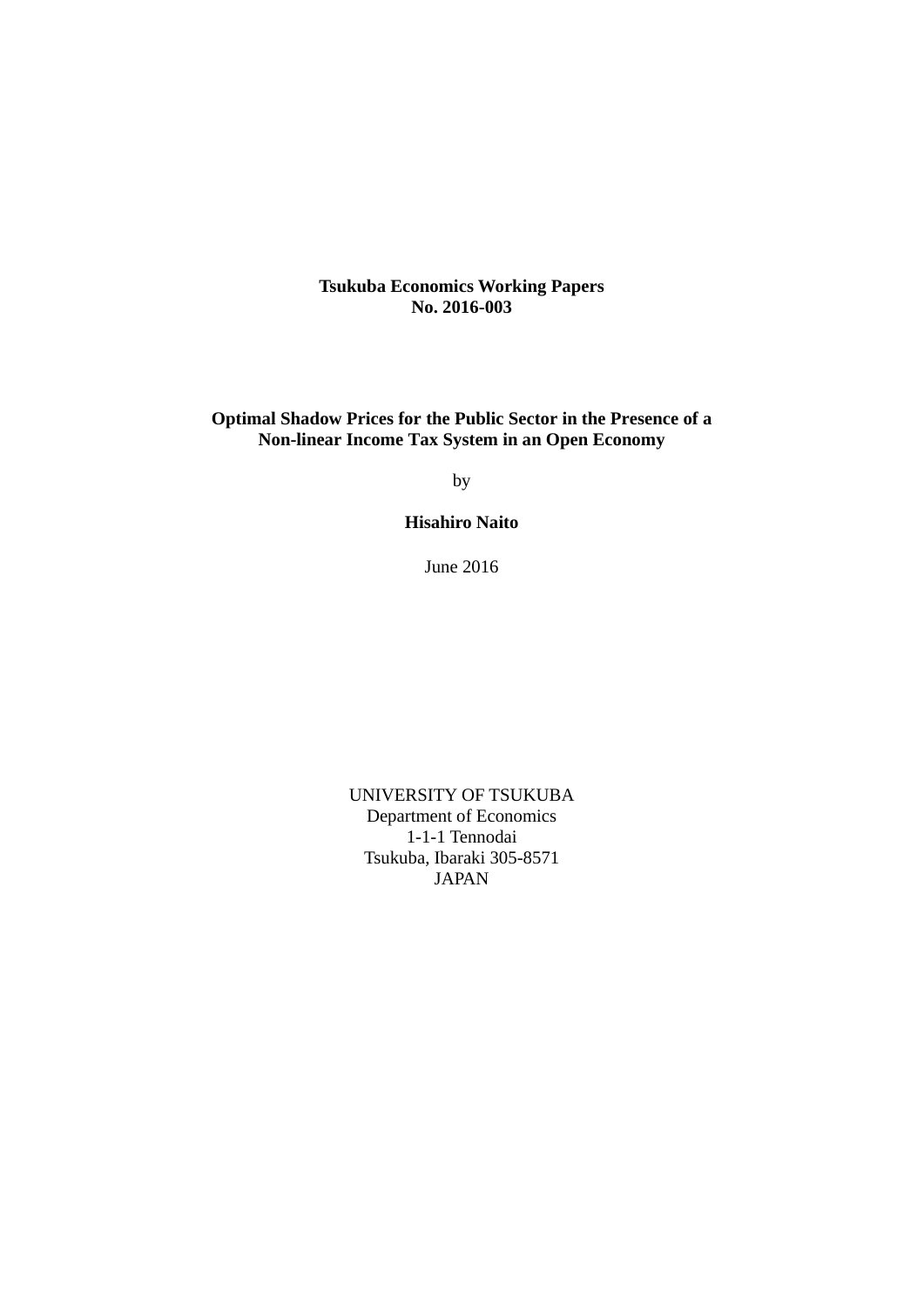**Tsukuba Economics Working Papers**
**No. 2016-003**

# Optimal Shadow Prices for the Public Sector in the Presence of a Non-linear Income Tax System in an Open Economy

by

**Hisahiro Naito**

June 2016

UNIVERSITY OF TSUKUBA
Department of Economics
1-1-1 Tennodai
Tsukuba, Ibaraki 305-8571
JAPAN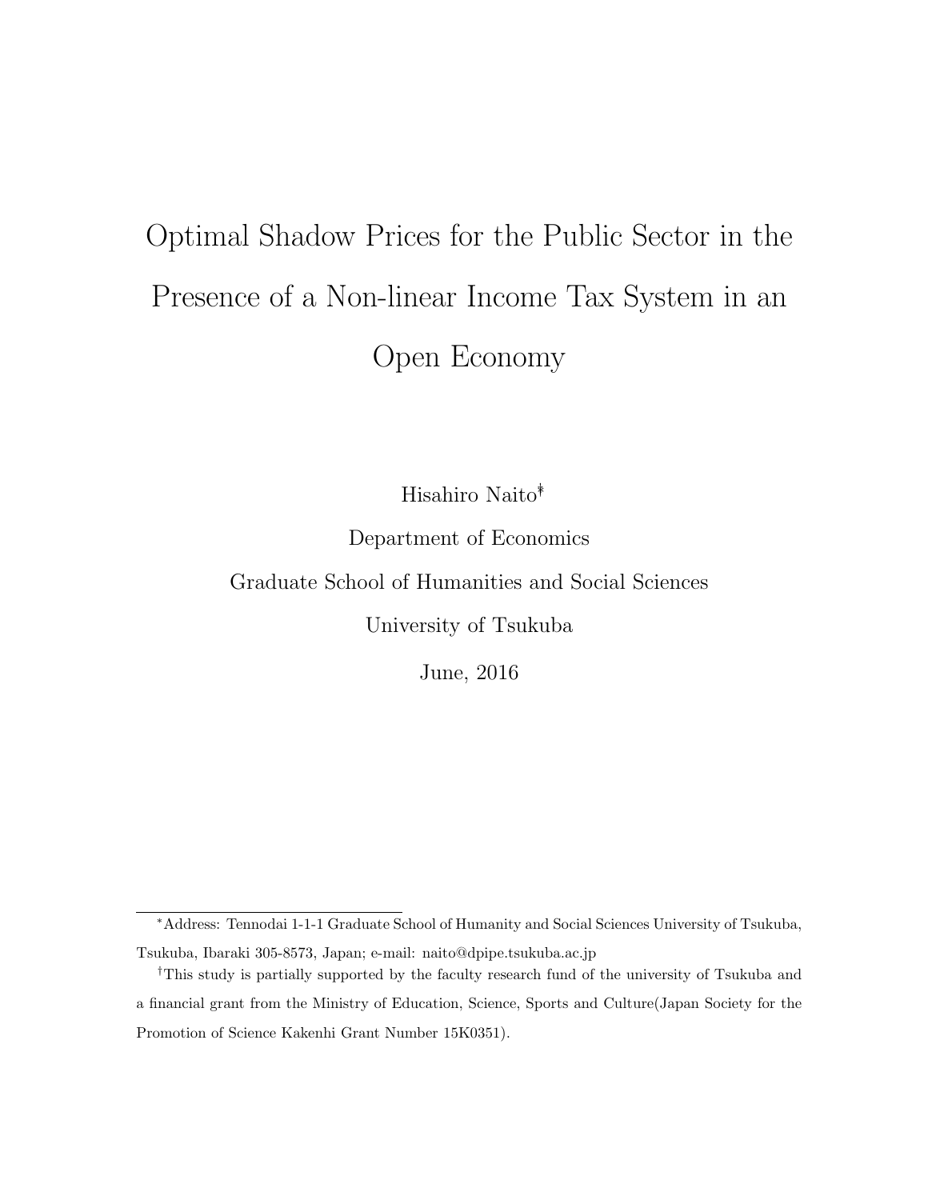# Optimal Shadow Prices for the Public Sector in the Presence of a Non-linear Income Tax System in an Open Economy

Hisahiro Naito[*†]

Department of Economics

Graduate School of Humanities and Social Sciences

University of Tsukuba

June, 2016

---

[*]Address: Tennodai 1-1-1 Graduate School of Humanity and Social Sciences University of Tsukuba, Tsukuba, Ibaraki 305-8573, Japan; e-mail: naito@dpipe.tsukuba.ac.jp

[†]This study is partially supported by the faculty research fund of the university of Tsukuba and a financial grant from the Ministry of Education, Science, Sports and Culture(Japan Society for the Promotion of Science Kakenhi Grant Number 15K0351).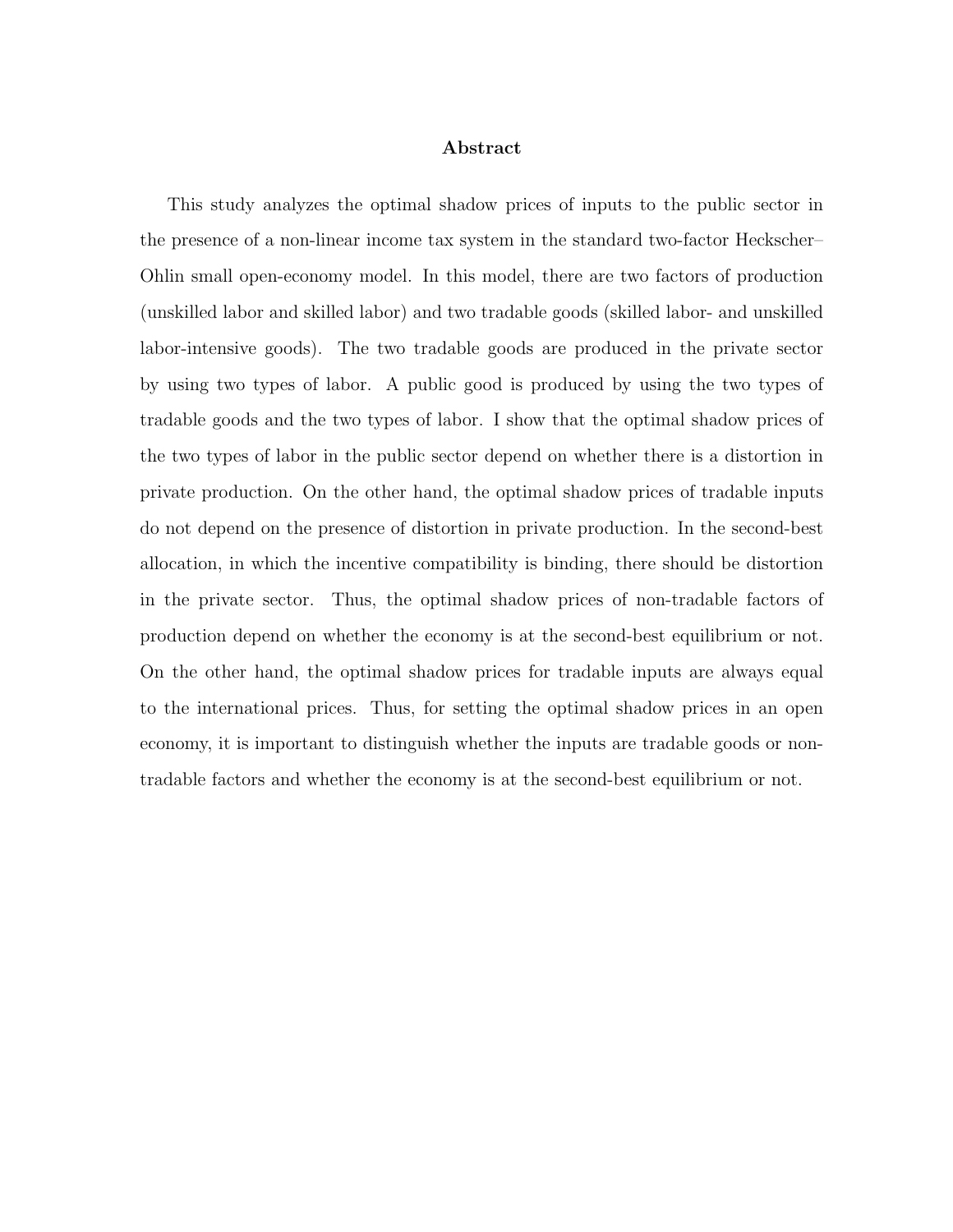## Abstract

This study analyzes the optimal shadow prices of inputs to the public sector in the presence of a non-linear income tax system in the standard two-factor Heckscher–Ohlin small open-economy model. In this model, there are two factors of production (unskilled labor and skilled labor) and two tradable goods (skilled labor- and unskilled labor-intensive goods). The two tradable goods are produced in the private sector by using two types of labor. A public good is produced by using the two types of tradable goods and the two types of labor. I show that the optimal shadow prices of the two types of labor in the public sector depend on whether there is a distortion in private production. On the other hand, the optimal shadow prices of tradable inputs do not depend on the presence of distortion in private production. In the second-best allocation, in which the incentive compatibility is binding, there should be distortion in the private sector. Thus, the optimal shadow prices of non-tradable factors of production depend on whether the economy is at the second-best equilibrium or not. On the other hand, the optimal shadow prices for tradable inputs are always equal to the international prices. Thus, for setting the optimal shadow prices in an open economy, it is important to distinguish whether the inputs are tradable goods or non-tradable factors and whether the economy is at the second-best equilibrium or not.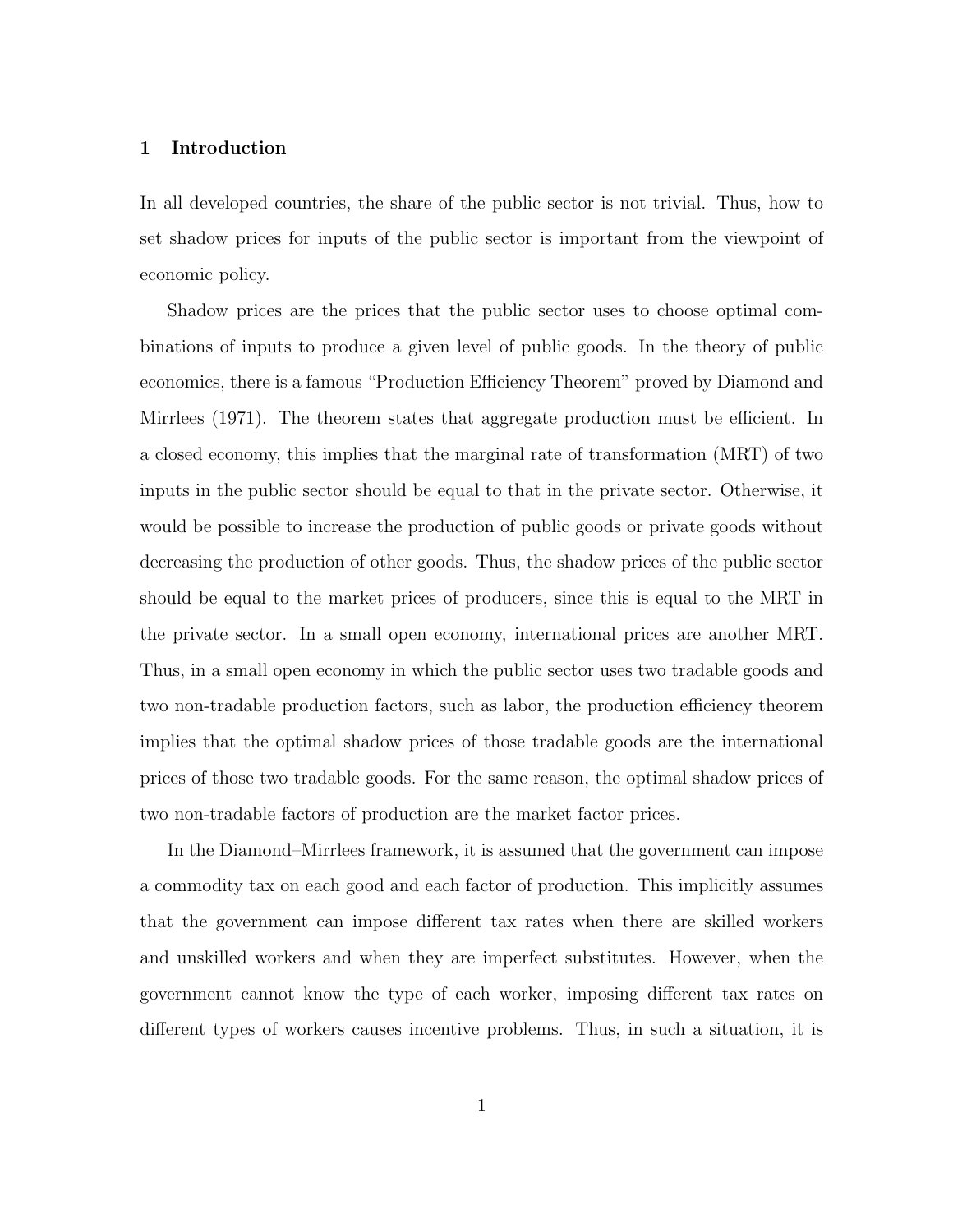## 1 Introduction

In all developed countries, the share of the public sector is not trivial. Thus, how to set shadow prices for inputs of the public sector is important from the viewpoint of economic policy.

Shadow prices are the prices that the public sector uses to choose optimal combinations of inputs to produce a given level of public goods. In the theory of public economics, there is a famous "Production Efficiency Theorem" proved by Diamond and Mirrlees (1971). The theorem states that aggregate production must be efficient. In a closed economy, this implies that the marginal rate of transformation (MRT) of two inputs in the public sector should be equal to that in the private sector. Otherwise, it would be possible to increase the production of public goods or private goods without decreasing the production of other goods. Thus, the shadow prices of the public sector should be equal to the market prices of producers, since this is equal to the MRT in the private sector. In a small open economy, international prices are another MRT. Thus, in a small open economy in which the public sector uses two tradable goods and two non-tradable production factors, such as labor, the production efficiency theorem implies that the optimal shadow prices of those tradable goods are the international prices of those two tradable goods. For the same reason, the optimal shadow prices of two non-tradable factors of production are the market factor prices.

In the Diamond–Mirrlees framework, it is assumed that the government can impose a commodity tax on each good and each factor of production. This implicitly assumes that the government can impose different tax rates when there are skilled workers and unskilled workers and when they are imperfect substitutes. However, when the government cannot know the type of each worker, imposing different tax rates on different types of workers causes incentive problems. Thus, in such a situation, it is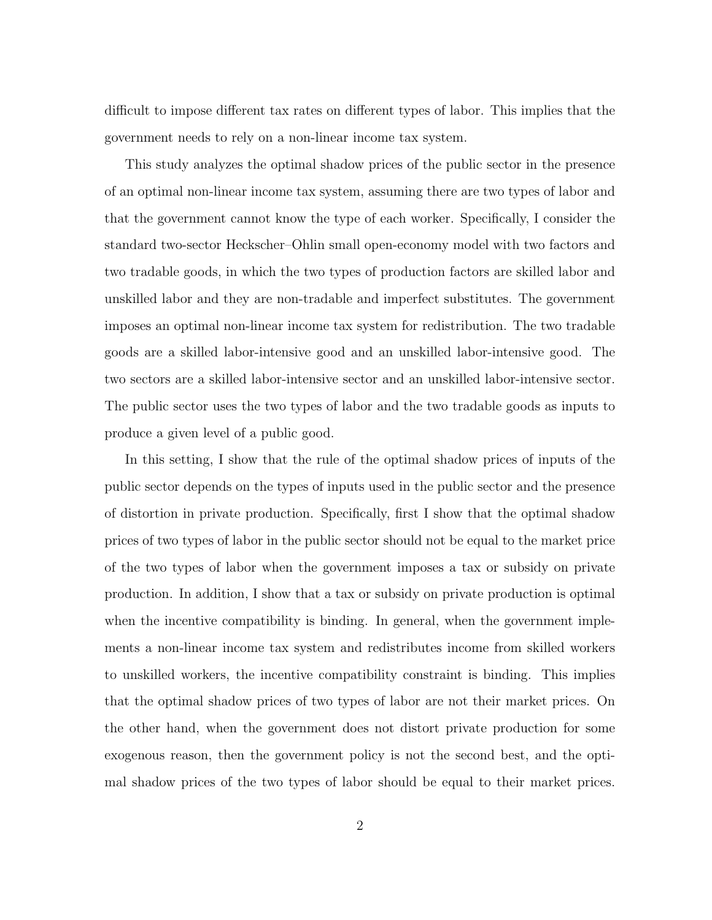difficult to impose different tax rates on different types of labor. This implies that the government needs to rely on a non-linear income tax system.

This study analyzes the optimal shadow prices of the public sector in the presence of an optimal non-linear income tax system, assuming there are two types of labor and that the government cannot know the type of each worker. Specifically, I consider the standard two-sector Heckscher–Ohlin small open-economy model with two factors and two tradable goods, in which the two types of production factors are skilled labor and unskilled labor and they are non-tradable and imperfect substitutes. The government imposes an optimal non-linear income tax system for redistribution. The two tradable goods are a skilled labor-intensive good and an unskilled labor-intensive good. The two sectors are a skilled labor-intensive sector and an unskilled labor-intensive sector. The public sector uses the two types of labor and the two tradable goods as inputs to produce a given level of a public good.

In this setting, I show that the rule of the optimal shadow prices of inputs of the public sector depends on the types of inputs used in the public sector and the presence of distortion in private production. Specifically, first I show that the optimal shadow prices of two types of labor in the public sector should not be equal to the market price of the two types of labor when the government imposes a tax or subsidy on private production. In addition, I show that a tax or subsidy on private production is optimal when the incentive compatibility is binding. In general, when the government implements a non-linear income tax system and redistributes income from skilled workers to unskilled workers, the incentive compatibility constraint is binding. This implies that the optimal shadow prices of two types of labor are not their market prices. On the other hand, when the government does not distort private production for some exogenous reason, then the government policy is not the second best, and the optimal shadow prices of the two types of labor should be equal to their market prices.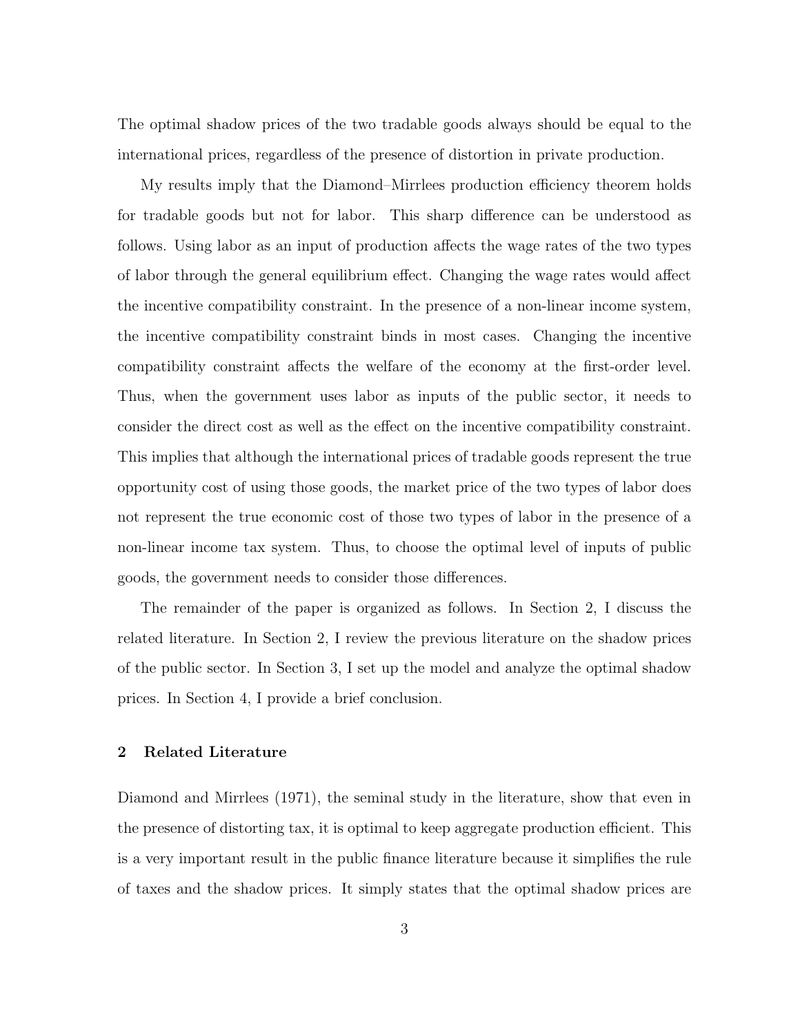The optimal shadow prices of the two tradable goods always should be equal to the international prices, regardless of the presence of distortion in private production.

My results imply that the Diamond–Mirrlees production efficiency theorem holds for tradable goods but not for labor. This sharp difference can be understood as follows. Using labor as an input of production affects the wage rates of the two types of labor through the general equilibrium effect. Changing the wage rates would affect the incentive compatibility constraint. In the presence of a non-linear income system, the incentive compatibility constraint binds in most cases. Changing the incentive compatibility constraint affects the welfare of the economy at the first-order level. Thus, when the government uses labor as inputs of the public sector, it needs to consider the direct cost as well as the effect on the incentive compatibility constraint. This implies that although the international prices of tradable goods represent the true opportunity cost of using those goods, the market price of the two types of labor does not represent the true economic cost of those two types of labor in the presence of a non-linear income tax system. Thus, to choose the optimal level of inputs of public goods, the government needs to consider those differences.

The remainder of the paper is organized as follows. In Section 2, I discuss the related literature. In Section 2, I review the previous literature on the shadow prices of the public sector. In Section 3, I set up the model and analyze the optimal shadow prices. In Section 4, I provide a brief conclusion.

## 2 Related Literature

Diamond and Mirrlees (1971), the seminal study in the literature, show that even in the presence of distorting tax, it is optimal to keep aggregate production efficient. This is a very important result in the public finance literature because it simplifies the rule of taxes and the shadow prices. It simply states that the optimal shadow prices are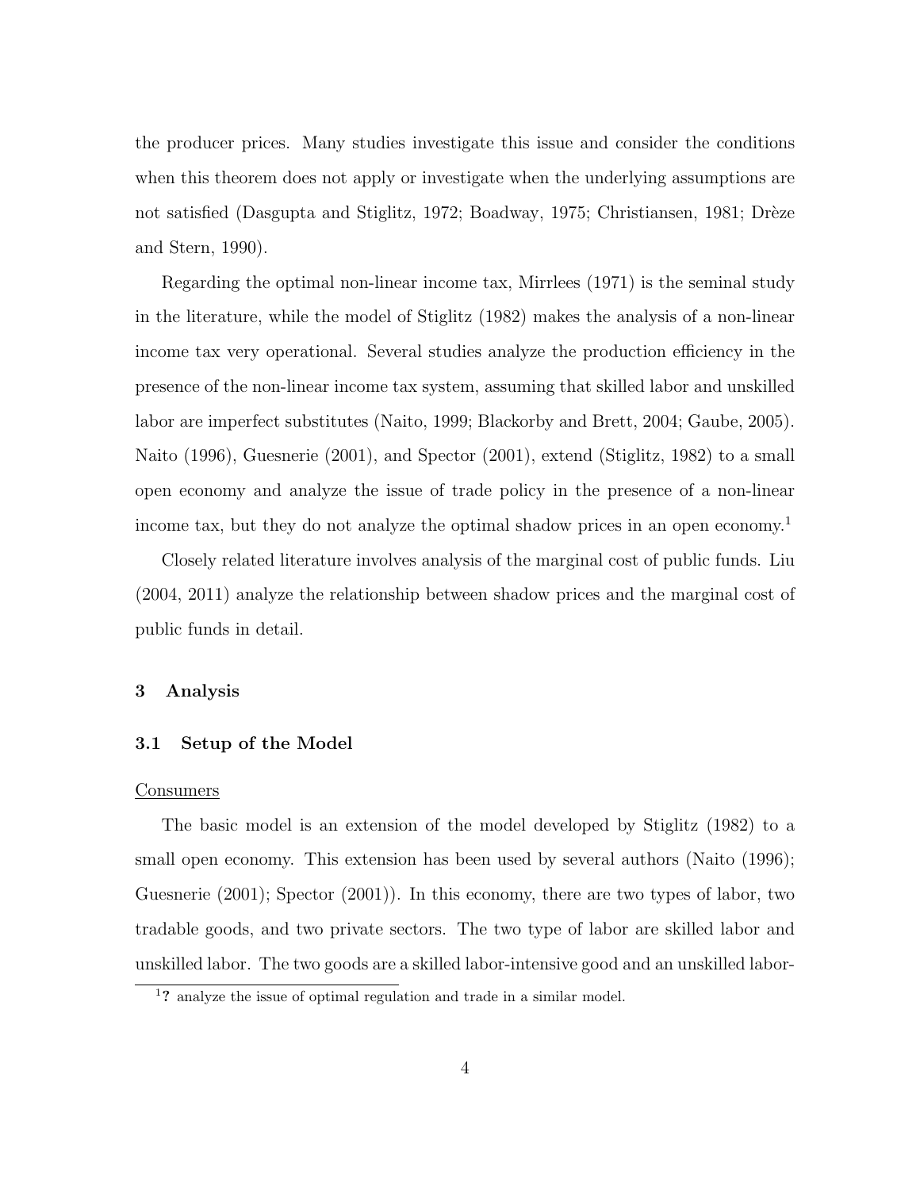the producer prices. Many studies investigate this issue and consider the conditions when this theorem does not apply or investigate when the underlying assumptions are not satisfied (Dasgupta and Stiglitz, 1972; Boadway, 1975; Christiansen, 1981; Drèze and Stern, 1990).

Regarding the optimal non-linear income tax, Mirrlees (1971) is the seminal study in the literature, while the model of Stiglitz (1982) makes the analysis of a non-linear income tax very operational. Several studies analyze the production efficiency in the presence of the non-linear income tax system, assuming that skilled labor and unskilled labor are imperfect substitutes (Naito, 1999; Blackorby and Brett, 2004; Gaube, 2005). Naito (1996), Guesnerie (2001), and Spector (2001), extend (Stiglitz, 1982) to a small open economy and analyze the issue of trade policy in the presence of a non-linear income tax, but they do not analyze the optimal shadow prices in an open economy.[1]

Closely related literature involves analysis of the marginal cost of public funds. Liu (2004, 2011) analyze the relationship between shadow prices and the marginal cost of public funds in detail.

## 3 Analysis

### 3.1 Setup of the Model

Consumers

The basic model is an extension of the model developed by Stiglitz (1982) to a small open economy. This extension has been used by several authors (Naito (1996); Guesnerie (2001); Spector (2001)). In this economy, there are two types of labor, two tradable goods, and two private sectors. The two type of labor are skilled labor and unskilled labor. The two goods are a skilled labor-intensive good and an unskilled labor-

[1] ? analyze the issue of optimal regulation and trade in a similar model.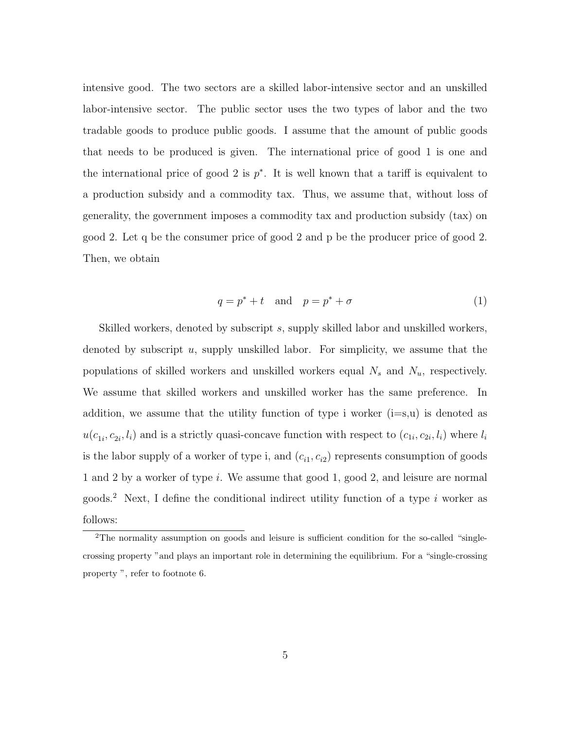intensive good. The two sectors are a skilled labor-intensive sector and an unskilled labor-intensive sector. The public sector uses the two types of labor and the two tradable goods to produce public goods. I assume that the amount of public goods that needs to be produced is given. The international price of good 1 is one and the international price of good 2 is $p^*$. It is well known that a tariff is equivalent to a production subsidy and a commodity tax. Thus, we assume that, without loss of generality, the government imposes a commodity tax and production subsidy (tax) on good 2. Let q be the consumer price of good 2 and p be the producer price of good 2. Then, we obtain

$$q = p^* + t \quad \text{and} \quad p = p^* + \sigma \tag{1}$$

Skilled workers, denoted by subscript $s$, supply skilled labor and unskilled workers, denoted by subscript $u$, supply unskilled labor. For simplicity, we assume that the populations of skilled workers and unskilled workers equal $N_s$ and $N_u$, respectively. We assume that skilled workers and unskilled worker has the same preference. In addition, we assume that the utility function of type i worker (i=s,u) is denoted as $u(c_{1i}, c_{2i}, l_i)$ and is a strictly quasi-concave function with respect to $(c_{1i}, c_{2i}, l_i)$ where $l_i$ is the labor supply of a worker of type i, and $(c_{i1}, c_{i2})$ represents consumption of goods 1 and 2 by a worker of type $i$. We assume that good 1, good 2, and leisure are normal goods.[2] Next, I define the conditional indirect utility function of a type $i$ worker as follows:

[2]The normality assumption on goods and leisure is sufficient condition for the so-called "single-crossing property "and plays an important role in determining the equilibrium. For a "single-crossing property ", refer to footnote 6.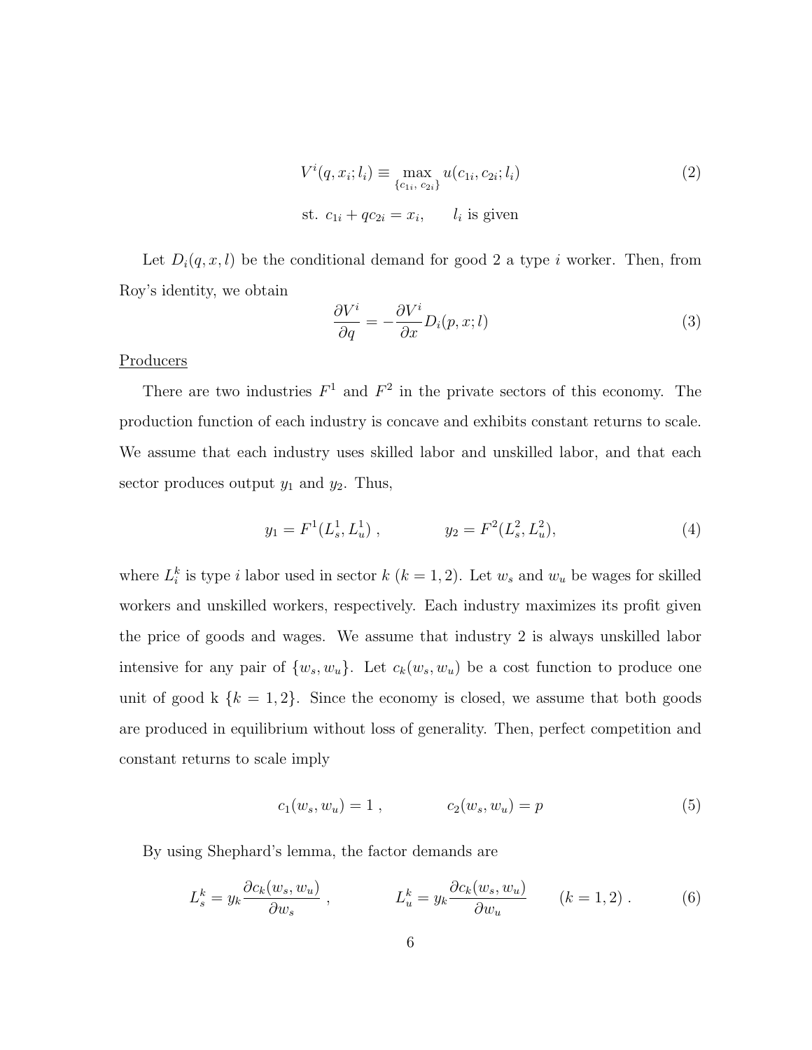$$V^i(q, x_i; l_i) \equiv \max_{\{c_{1i},\, c_{2i}\}} u(c_{1i}, c_{2i}; l_i) \tag{2}$$

$$\text{st. } c_{1i} + qc_{2i} = x_i, \qquad l_i \text{ is given}$$

Let $D_i(q, x, l)$ be the conditional demand for good 2 a type $i$ worker. Then, from Roy's identity, we obtain

$$\frac{\partial V^i}{\partial q} = -\frac{\partial V^i}{\partial x} D_i(p, x; l) \tag{3}$$

Producers

There are two industries $F^1$ and $F^2$ in the private sectors of this economy. The production function of each industry is concave and exhibits constant returns to scale. We assume that each industry uses skilled labor and unskilled labor, and that each sector produces output $y_1$ and $y_2$. Thus,

$$y_1 = F^1(L_s^1, L_u^1)\ , \qquad\qquad y_2 = F^2(L_s^2, L_u^2), \tag{4}$$

where $L_i^k$ is type $i$ labor used in sector $k$ ($k = 1, 2$). Let $w_s$ and $w_u$ be wages for skilled workers and unskilled workers, respectively. Each industry maximizes its profit given the price of goods and wages. We assume that industry 2 is always unskilled labor intensive for any pair of $\{w_s, w_u\}$. Let $c_k(w_s, w_u)$ be a cost function to produce one unit of good k $\{k = 1, 2\}$. Since the economy is closed, we assume that both goods are produced in equilibrium without loss of generality. Then, perfect competition and constant returns to scale imply

$$c_1(w_s, w_u) = 1\ , \qquad\qquad c_2(w_s, w_u) = p \tag{5}$$

By using Shephard's lemma, the factor demands are

$$L_s^k = y_k \frac{\partial c_k(w_s, w_u)}{\partial w_s}\ , \qquad\qquad L_u^k = y_k \frac{\partial c_k(w_s, w_u)}{\partial w_u} \qquad (k = 1, 2)\ . \tag{6}$$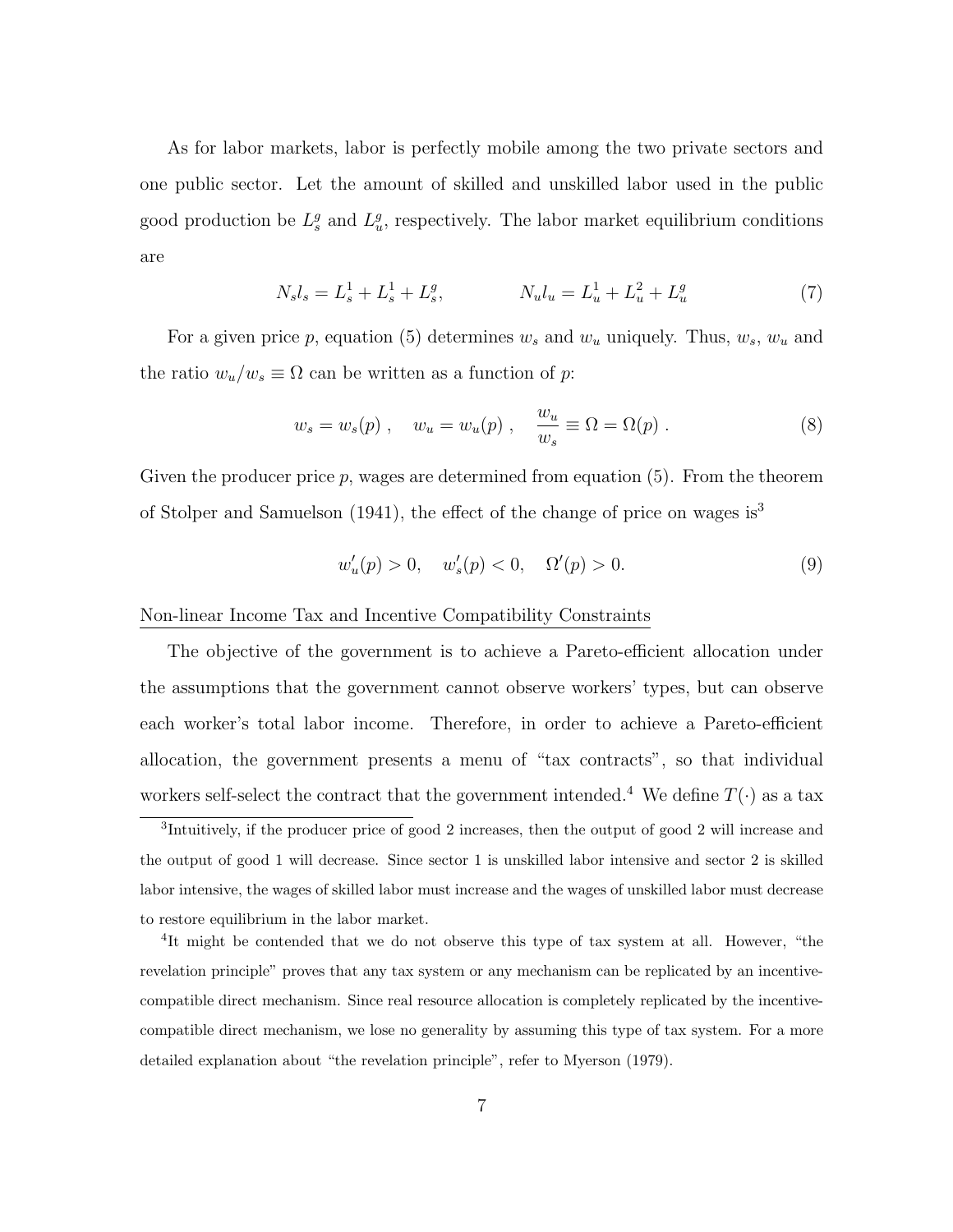As for labor markets, labor is perfectly mobile among the two private sectors and one public sector. Let the amount of skilled and unskilled labor used in the public good production be $L_s^g$ and $L_u^g$, respectively. The labor market equilibrium conditions are

$$N_s l_s = L_s^1 + L_s^1 + L_s^g, \qquad\qquad N_u l_u = L_u^1 + L_u^2 + L_u^g \tag{7}$$

For a given price $p$, equation (5) determines $w_s$ and $w_u$ uniquely. Thus, $w_s$, $w_u$ and the ratio $w_u/w_s \equiv \Omega$ can be written as a function of $p$:

$$w_s = w_s(p) \ , \quad w_u = w_u(p) \ , \quad \frac{w_u}{w_s} \equiv \Omega = \Omega(p) \ . \tag{8}$$

Given the producer price $p$, wages are determined from equation (5). From the theorem of Stolper and Samuelson (1941), the effect of the change of price on wages is[3]

$$w_u'(p) > 0, \quad w_s'(p) < 0, \quad \Omega'(p) > 0. \tag{9}$$

Non-linear Income Tax and Incentive Compatibility Constraints

The objective of the government is to achieve a Pareto-efficient allocation under the assumptions that the government cannot observe workers' types, but can observe each worker's total labor income. Therefore, in order to achieve a Pareto-efficient allocation, the government presents a menu of "tax contracts", so that individual workers self-select the contract that the government intended.[4] We define $T(\cdot)$ as a tax

[3]Intuitively, if the producer price of good 2 increases, then the output of good 2 will increase and the output of good 1 will decrease. Since sector 1 is unskilled labor intensive and sector 2 is skilled labor intensive, the wages of skilled labor must increase and the wages of unskilled labor must decrease to restore equilibrium in the labor market.

[4]It might be contended that we do not observe this type of tax system at all. However, "the revelation principle" proves that any tax system or any mechanism can be replicated by an incentive-compatible direct mechanism. Since real resource allocation is completely replicated by the incentive-compatible direct mechanism, we lose no generality by assuming this type of tax system. For a more detailed explanation about "the revelation principle", refer to Myerson (1979).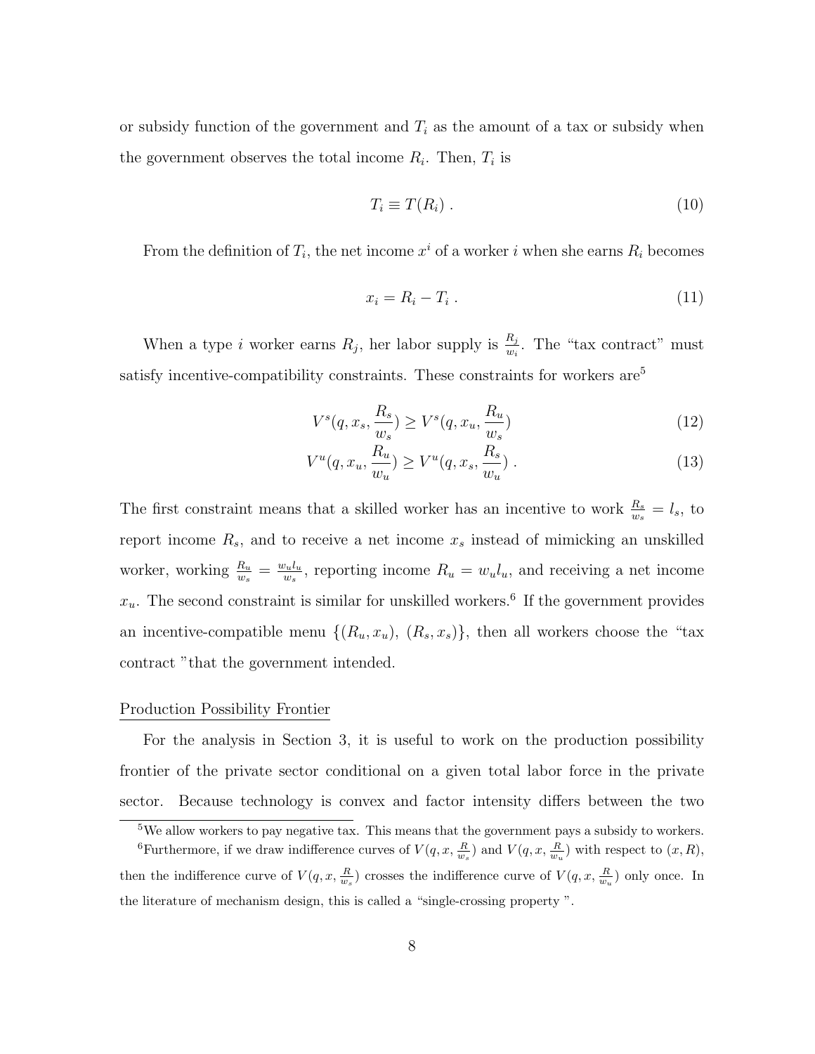or subsidy function of the government and $T_i$ as the amount of a tax or subsidy when the government observes the total income $R_i$. Then, $T_i$ is

$$T_i \equiv T(R_i) \ . \tag{10}$$

From the definition of $T_i$, the net income $x^i$ of a worker $i$ when she earns $R_i$ becomes

$$x_i = R_i - T_i \ . \tag{11}$$

When a type $i$ worker earns $R_j$, her labor supply is $\frac{R_j}{w_i}$. The "tax contract" must satisfy incentive-compatibility constraints. These constraints for workers are[5]

$$V^s(q, x_s, \frac{R_s}{w_s}) \geq V^s(q, x_u, \frac{R_u}{w_s}) \tag{12}$$

$$V^u(q, x_u, \frac{R_u}{w_u}) \geq V^u(q, x_s, \frac{R_s}{w_u}) \ . \tag{13}$$

The first constraint means that a skilled worker has an incentive to work $\frac{R_s}{w_s} = l_s$, to report income $R_s$, and to receive a net income $x_s$ instead of mimicking an unskilled worker, working $\frac{R_u}{w_s} = \frac{w_u l_u}{w_s}$, reporting income $R_u = w_u l_u$, and receiving a net income $x_u$. The second constraint is similar for unskilled workers.[6] If the government provides an incentive-compatible menu $\{(R_u, x_u),\ (R_s, x_s)\}$, then all workers choose the "tax contract "that the government intended.

<u>Production Possibility Frontier</u>

For the analysis in Section 3, it is useful to work on the production possibility frontier of the private sector conditional on a given total labor force in the private sector. Because technology is convex and factor intensity differs between the two

[5] We allow workers to pay negative tax. This means that the government pays a subsidy to workers.

[6] Furthermore, if we draw indifference curves of $V(q, x, \frac{R}{w_s})$ and $V(q, x, \frac{R}{w_u})$ with respect to $(x, R)$, then the indifference curve of $V(q, x, \frac{R}{w_s})$ crosses the indifference curve of $V(q, x, \frac{R}{w_u})$ only once. In the literature of mechanism design, this is called a "single-crossing property ".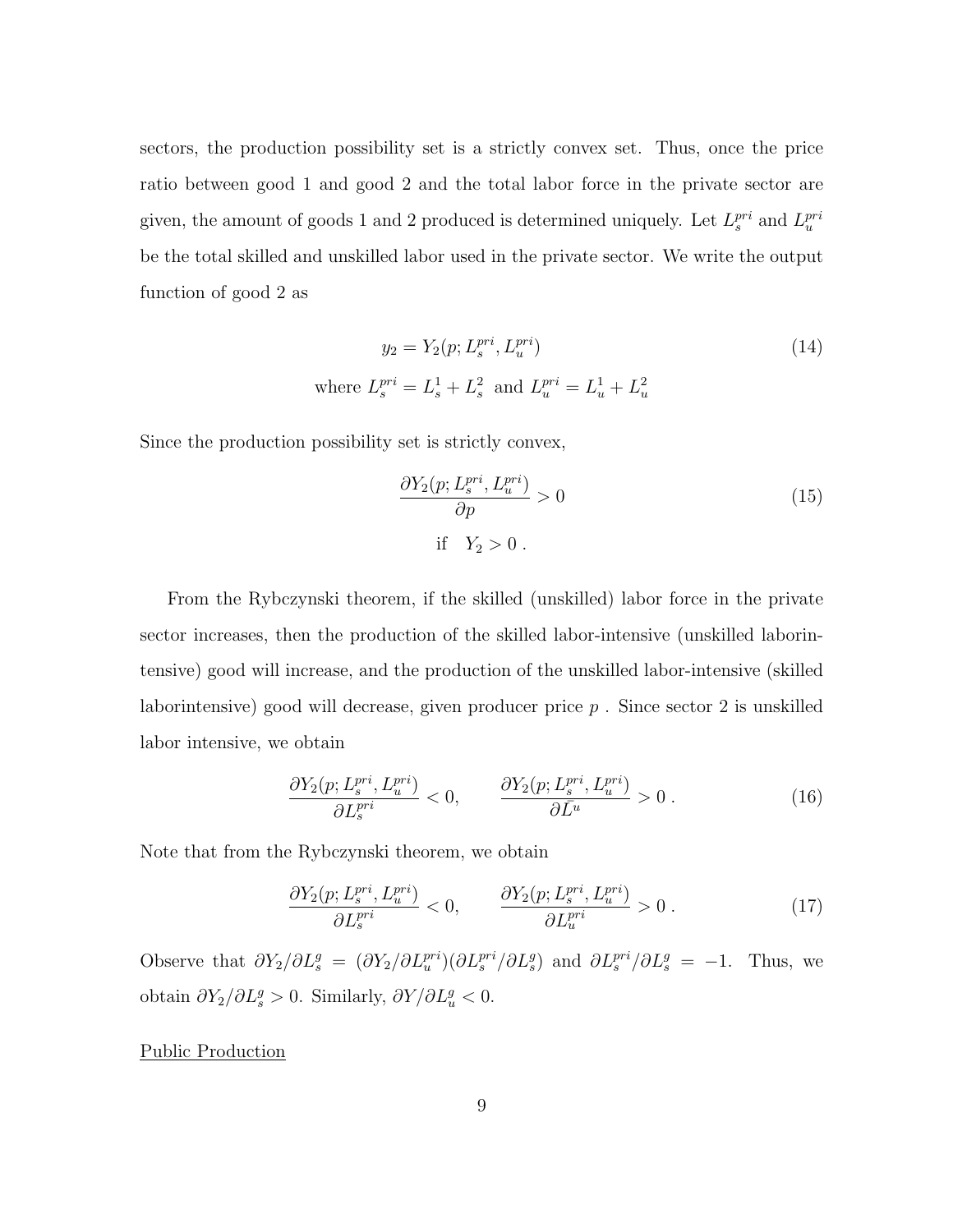sectors, the production possibility set is a strictly convex set. Thus, once the price ratio between good 1 and good 2 and the total labor force in the private sector are given, the amount of goods 1 and 2 produced is determined uniquely. Let $L_s^{pri}$ and $L_u^{pri}$ be the total skilled and unskilled labor used in the private sector. We write the output function of good 2 as

$$y_2 = Y_2(p; L_s^{pri}, L_u^{pri}) \tag{14}$$

$$\text{where } L_s^{pri} = L_s^1 + L_s^2 \text{ and } L_u^{pri} = L_u^1 + L_u^2$$

Since the production possibility set is strictly convex,

$$\frac{\partial Y_2(p; L_s^{pri}, L_u^{pri})}{\partial p} > 0 \tag{15}$$

$$\text{if} \quad Y_2 > 0 \; .$$

From the Rybczynski theorem, if the skilled (unskilled) labor force in the private sector increases, then the production of the skilled labor-intensive (unskilled laborintensive) good will increase, and the production of the unskilled labor-intensive (skilled laborintensive) good will decrease, given producer price $p$ . Since sector 2 is unskilled labor intensive, we obtain

$$\frac{\partial Y_2(p; L_s^{pri}, L_u^{pri})}{\partial L_s^{pri}} < 0, \qquad \frac{\partial Y_2(p; L_s^{pri}, L_u^{pri})}{\partial \bar{L}^u} > 0 \; . \tag{16}$$

Note that from the Rybczynski theorem, we obtain

$$\frac{\partial Y_2(p; L_s^{pri}, L_u^{pri})}{\partial L_s^{pri}} < 0, \qquad \frac{\partial Y_2(p; L_s^{pri}, L_u^{pri})}{\partial L_u^{pri}} > 0 \; . \tag{17}$$

Observe that $\partial Y_2/\partial L_s^g = (\partial Y_2/\partial L_u^{pri})(\partial L_s^{pri}/\partial L_s^g)$ and $\partial L_s^{pri}/\partial L_s^g = -1$. Thus, we obtain $\partial Y_2/\partial L_s^g > 0$. Similarly, $\partial Y/\partial L_u^g < 0$.

<u>Public Production</u>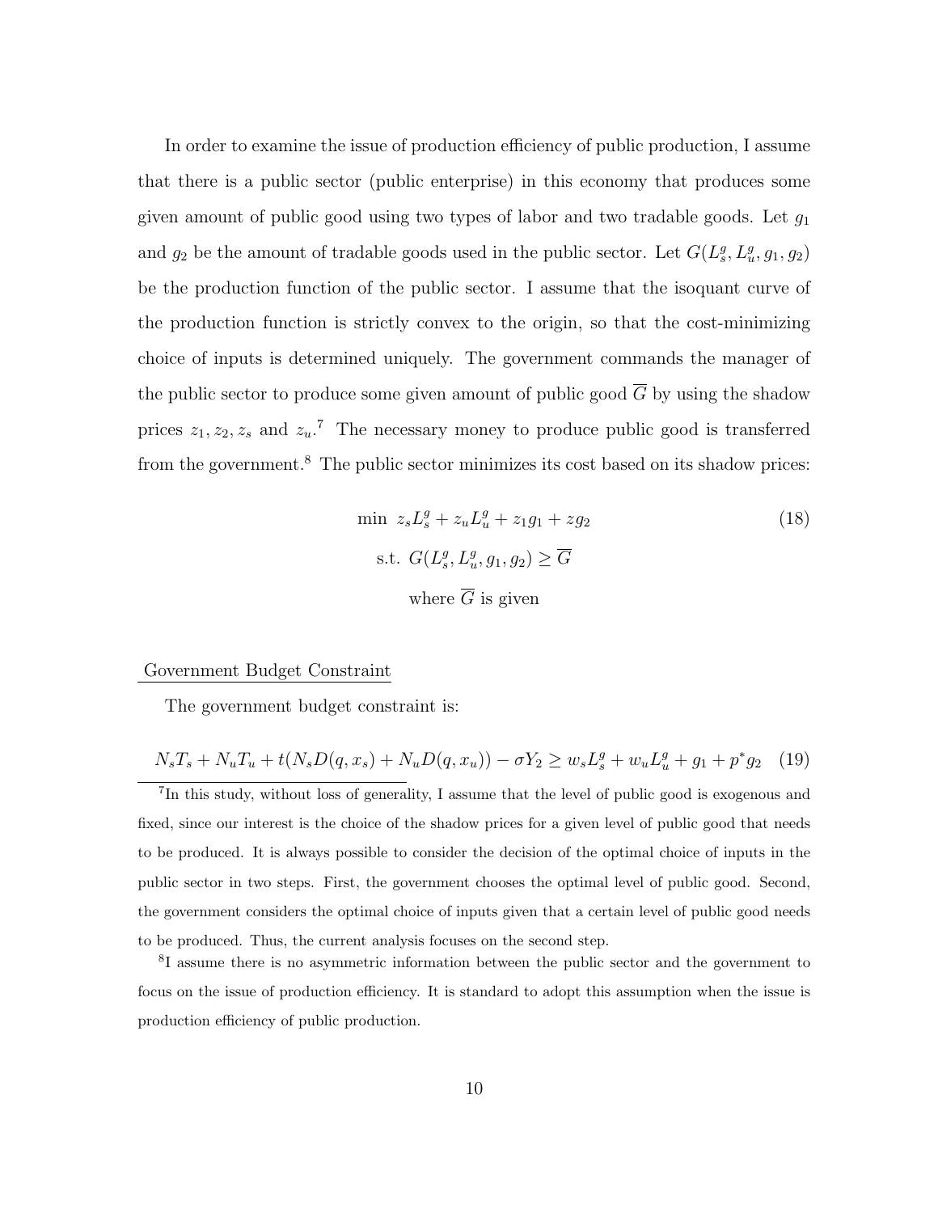In order to examine the issue of production efficiency of public production, I assume that there is a public sector (public enterprise) in this economy that produces some given amount of public good using two types of labor and two tradable goods. Let $g_1$ and $g_2$ be the amount of tradable goods used in the public sector. Let $G(L_s^g, L_u^g, g_1, g_2)$ be the production function of the public sector. I assume that the isoquant curve of the production function is strictly convex to the origin, so that the cost-minimizing choice of inputs is determined uniquely. The government commands the manager of the public sector to produce some given amount of public good $\overline{G}$ by using the shadow prices $z_1, z_2, z_s$ and $z_u$.[7] The necessary money to produce public good is transferred from the government.[8] The public sector minimizes its cost based on its shadow prices:

$$
\begin{aligned}
&\min \; z_s L_s^g + z_u L_u^g + z_1 g_1 + z g_2 \\
&\text{s.t. } G(L_s^g, L_u^g, g_1, g_2) \geq \overline{G} \\
&\text{where } \overline{G} \text{ is given}
\end{aligned} \tag{18}
$$

Government Budget Constraint

The government budget constraint is:

$$
N_s T_s + N_u T_u + t(N_s D(q, x_s) + N_u D(q, x_u)) - \sigma Y_2 \geq w_s L_s^g + w_u L_u^g + g_1 + p^* g_2 \tag{19}
$$

[7] In this study, without loss of generality, I assume that the level of public good is exogenous and fixed, since our interest is the choice of the shadow prices for a given level of public good that needs to be produced. It is always possible to consider the decision of the optimal choice of inputs in the public sector in two steps. First, the government chooses the optimal level of public good. Second, the government considers the optimal choice of inputs given that a certain level of public good needs to be produced. Thus, the current analysis focuses on the second step.

[8] I assume there is no asymmetric information between the public sector and the government to focus on the issue of production efficiency. It is standard to adopt this assumption when the issue is production efficiency of public production.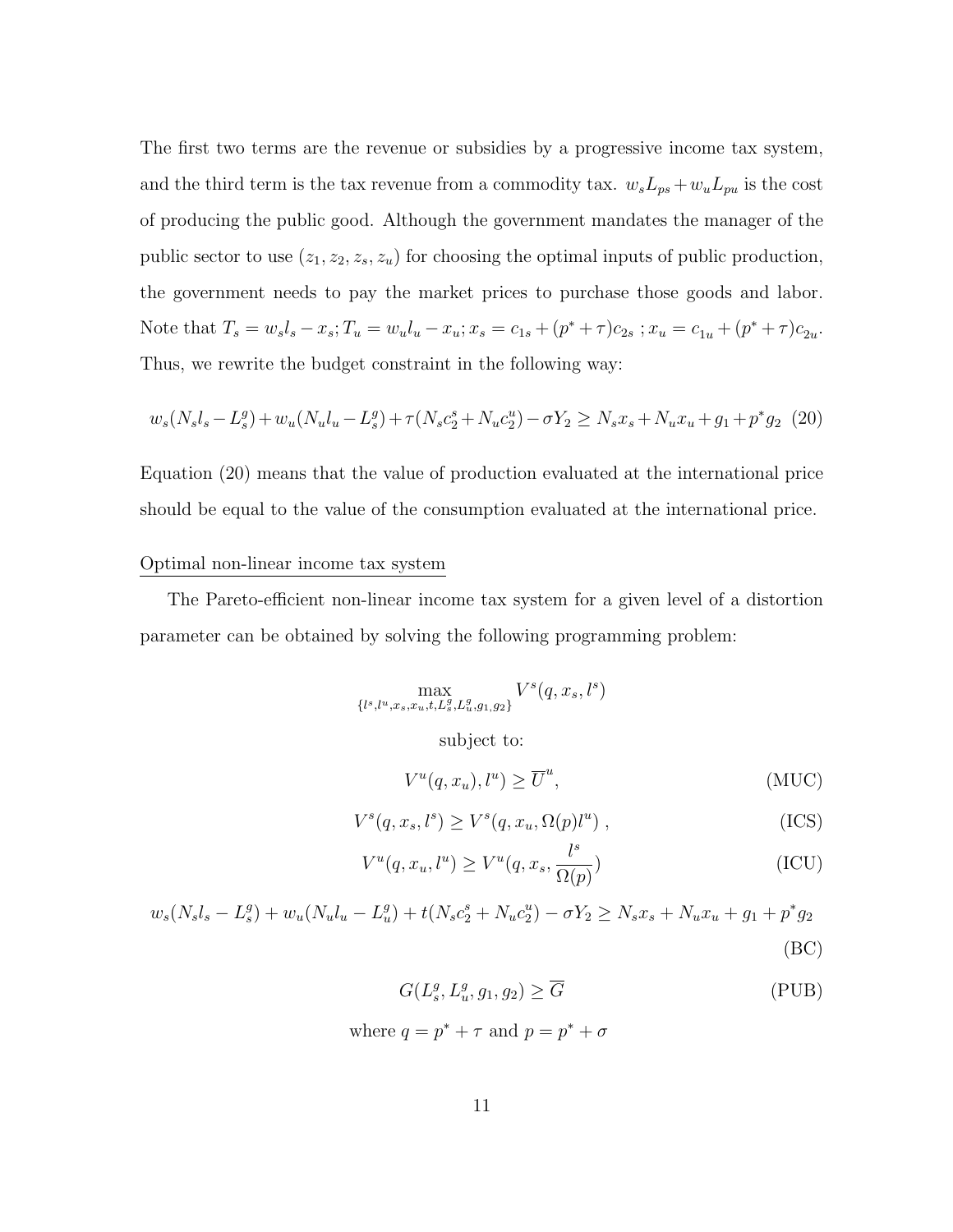The first two terms are the revenue or subsidies by a progressive income tax system, and the third term is the tax revenue from a commodity tax. $w_s L_{ps} + w_u L_{pu}$ is the cost of producing the public good. Although the government mandates the manager of the public sector to use $(z_1, z_2, z_s, z_u)$ for choosing the optimal inputs of public production, the government needs to pay the market prices to purchase those goods and labor. Note that $T_s = w_s l_s - x_s; T_u = w_u l_u - x_u; x_s = c_{1s} + (p^* + \tau)c_{2s}$ ; $x_u = c_{1u} + (p^* + \tau)c_{2u}$. Thus, we rewrite the budget constraint in the following way:

$$w_s(N_s l_s - L_s^g) + w_u(N_u l_u - L_s^g) + \tau(N_s c_2^s + N_u c_2^u) - \sigma Y_2 \geq N_s x_s + N_u x_u + g_1 + p^* g_2 \quad (20)$$

Equation (20) means that the value of production evaluated at the international price should be equal to the value of the consumption evaluated at the international price.

<u>Optimal non-linear income tax system</u>

The Pareto-efficient non-linear income tax system for a given level of a distortion parameter can be obtained by solving the following programming problem:

$$\max_{\{l^s, l^u, x_s, x_u, t, L_s^g, L_u^g, g_1, g_2\}} V^s(q, x_s, l^s)$$

subject to:

$$V^u(q, x_u), l^u) \geq \overline{U}^u, \quad \text{(MUC)}$$

$$V^s(q, x_s, l^s) \geq V^s(q, x_u, \Omega(p) l^u) \ , \quad \text{(ICS)}$$

$$V^u(q, x_u, l^u) \geq V^u(q, x_s, \frac{l^s}{\Omega(p)}) \quad \text{(ICU)}$$

$$w_s(N_s l_s - L_s^g) + w_u(N_u l_u - L_u^g) + t(N_s c_2^s + N_u c_2^u) - \sigma Y_2 \geq N_s x_s + N_u x_u + g_1 + p^* g_2 \quad \text{(BC)}$$

$$G(L_s^g, L_u^g, g_1, g_2) \geq \overline{G} \quad \text{(PUB)}$$

where $q = p^* + \tau$ and $p = p^* + \sigma$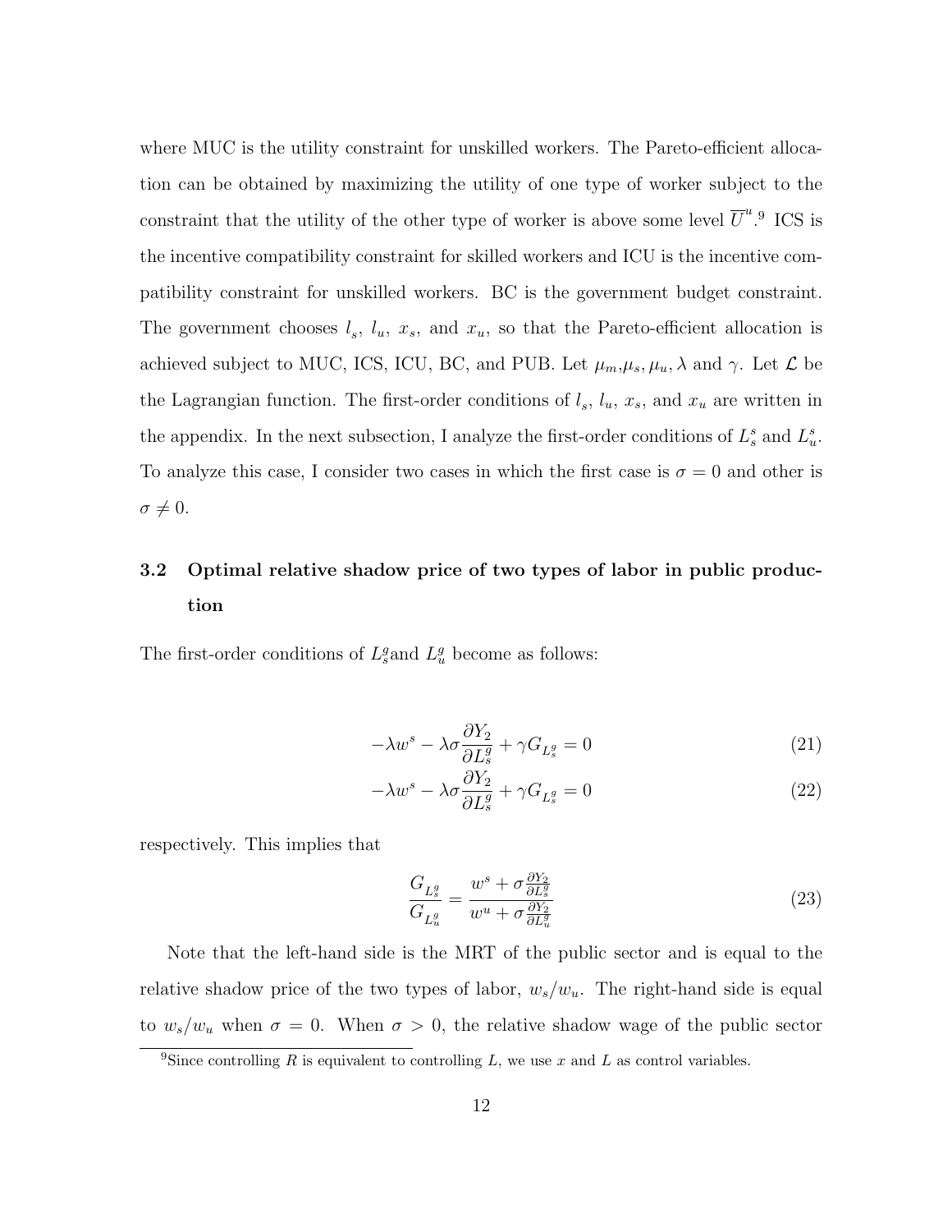where MUC is the utility constraint for unskilled workers. The Pareto-efficient allocation can be obtained by maximizing the utility of one type of worker subject to the constraint that the utility of the other type of worker is above some level $\overline{U}^u$.[9] ICS is the incentive compatibility constraint for skilled workers and ICU is the incentive compatibility constraint for unskilled workers. BC is the government budget constraint. The government chooses $l_s$, $l_u$, $x_s$, and $x_u$, so that the Pareto-efficient allocation is achieved subject to MUC, ICS, ICU, BC, and PUB. Let $\mu_m$,$\mu_s$, $\mu_u$, $\lambda$ and $\gamma$. Let $\mathcal{L}$ be the Lagrangian function. The first-order conditions of $l_s$, $l_u$, $x_s$, and $x_u$ are written in the appendix. In the next subsection, I analyze the first-order conditions of $L^s_s$ and $L^s_u$. To analyze this case, I consider two cases in which the first case is $\sigma = 0$ and other is $\sigma \neq 0$.

## 3.2 Optimal relative shadow price of two types of labor in public production

The first-order conditions of $L^g_s$and $L^g_u$ become as follows:

$$-\lambda w^s - \lambda\sigma\frac{\partial Y_2}{\partial L^g_s} + \gamma G_{L^g_s} = 0 \tag{21}$$

$$-\lambda w^s - \lambda\sigma\frac{\partial Y_2}{\partial L^g_s} + \gamma G_{L^g_s} = 0 \tag{22}$$

respectively. This implies that

$$\frac{G_{L^g_s}}{G_{L^g_u}} = \frac{w^s + \sigma\frac{\partial Y_2}{\partial L^g_s}}{w^u + \sigma\frac{\partial Y_2}{\partial L^g_u}} \tag{23}$$

Note that the left-hand side is the MRT of the public sector and is equal to the relative shadow price of the two types of labor, $w_s/w_u$. The right-hand side is equal to $w_s/w_u$ when $\sigma = 0$. When $\sigma > 0$, the relative shadow wage of the public sector

[9] Since controlling $R$ is equivalent to controlling $L$, we use $x$ and $L$ as control variables.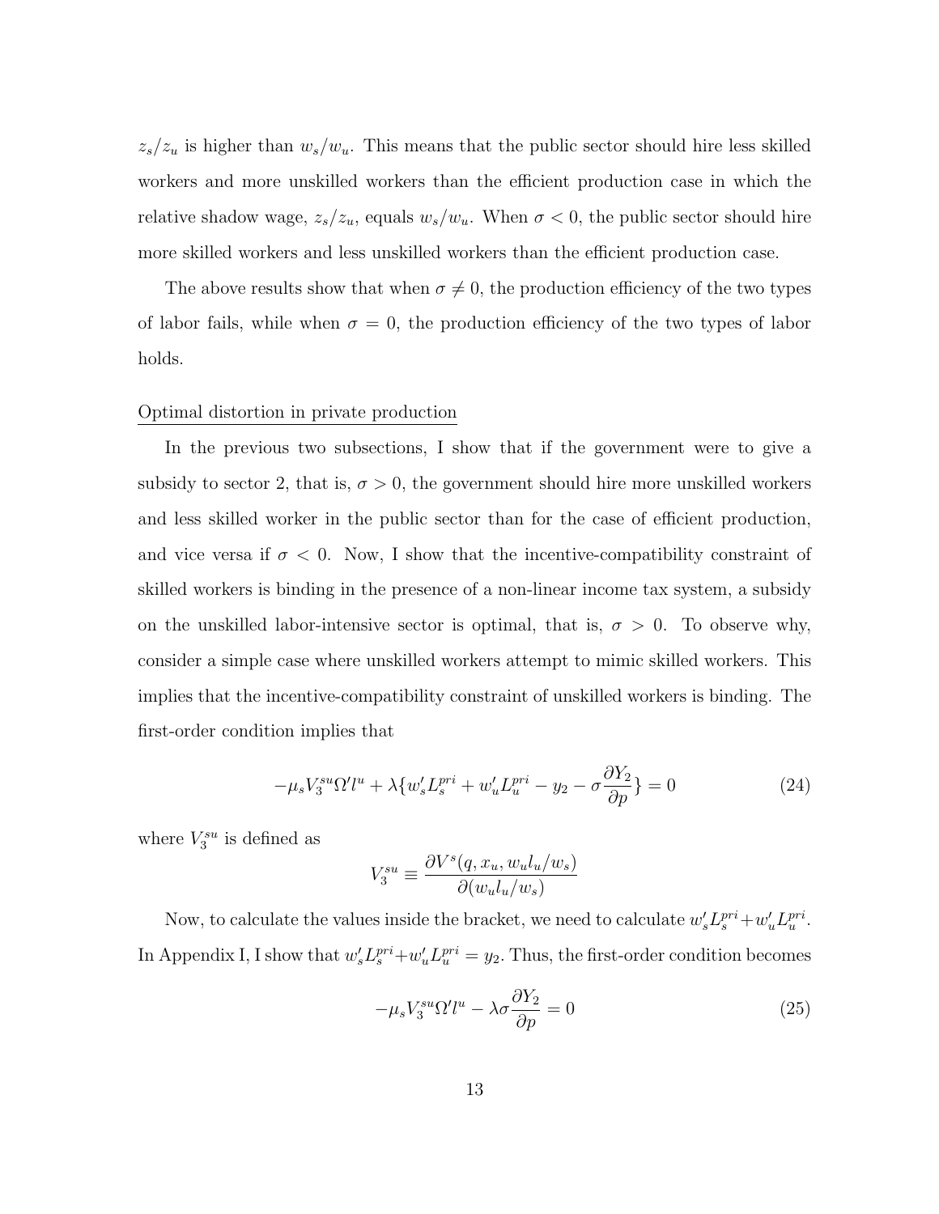$z_s/z_u$ is higher than $w_s/w_u$. This means that the public sector should hire less skilled workers and more unskilled workers than the efficient production case in which the relative shadow wage, $z_s/z_u$, equals $w_s/w_u$. When $\sigma < 0$, the public sector should hire more skilled workers and less unskilled workers than the efficient production case.

The above results show that when $\sigma \neq 0$, the production efficiency of the two types of labor fails, while when $\sigma = 0$, the production efficiency of the two types of labor holds.

Optimal distortion in private production

In the previous two subsections, I show that if the government were to give a subsidy to sector 2, that is, $\sigma > 0$, the government should hire more unskilled workers and less skilled worker in the public sector than for the case of efficient production, and vice versa if $\sigma < 0$. Now, I show that the incentive-compatibility constraint of skilled workers is binding in the presence of a non-linear income tax system, a subsidy on the unskilled labor-intensive sector is optimal, that is, $\sigma > 0$. To observe why, consider a simple case where unskilled workers attempt to mimic skilled workers. This implies that the incentive-compatibility constraint of unskilled workers is binding. The first-order condition implies that

$$-\mu_s V_3^{su} \Omega' l^u + \lambda \{ w_s' L_s^{pri} + w_u' L_u^{pri} - y_2 - \sigma \frac{\partial Y_2}{\partial p} \} = 0 \tag{24}$$

where $V_3^{su}$ is defined as

$$V_3^{su} \equiv \frac{\partial V^s(q, x_u, w_u l_u / w_s)}{\partial (w_u l_u / w_s)}$$

Now, to calculate the values inside the bracket, we need to calculate $w_s' L_s^{pri} + w_u' L_u^{pri}$. In Appendix I, I show that $w_s' L_s^{pri} + w_u' L_u^{pri} = y_2$. Thus, the first-order condition becomes

$$-\mu_s V_3^{su} \Omega' l^u - \lambda \sigma \frac{\partial Y_2}{\partial p} = 0 \tag{25}$$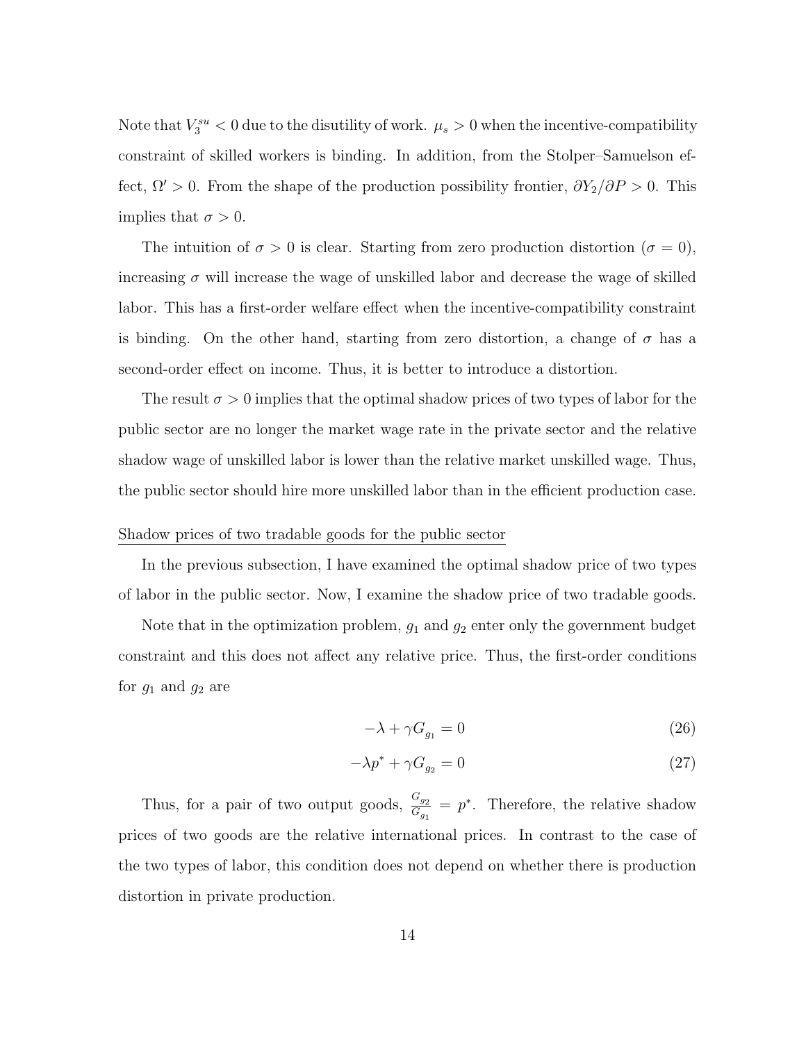Note that $V_3^{su} < 0$ due to the disutility of work. $\mu_s > 0$ when the incentive-compatibility constraint of skilled workers is binding. In addition, from the Stolper–Samuelson effect, $\Omega' > 0$. From the shape of the production possibility frontier, $\partial Y_2 / \partial P > 0$. This implies that $\sigma > 0$.

The intuition of $\sigma > 0$ is clear. Starting from zero production distortion ($\sigma = 0$), increasing $\sigma$ will increase the wage of unskilled labor and decrease the wage of skilled labor. This has a first-order welfare effect when the incentive-compatibility constraint is binding. On the other hand, starting from zero distortion, a change of $\sigma$ has a second-order effect on income. Thus, it is better to introduce a distortion.

The result $\sigma > 0$ implies that the optimal shadow prices of two types of labor for the public sector are no longer the market wage rate in the private sector and the relative shadow wage of unskilled labor is lower than the relative market unskilled wage. Thus, the public sector should hire more unskilled labor than in the efficient production case.

Shadow prices of two tradable goods for the public sector

In the previous subsection, I have examined the optimal shadow price of two types of labor in the public sector. Now, I examine the shadow price of two tradable goods.

Note that in the optimization problem, $g_1$ and $g_2$ enter only the government budget constraint and this does not affect any relative price. Thus, the first-order conditions for $g_1$ and $g_2$ are

$$-\lambda + \gamma G_{g_1} = 0 \tag{26}$$

$$-\lambda p^* + \gamma G_{g_2} = 0 \tag{27}$$

Thus, for a pair of two output goods, $\frac{G_{g_2}}{G_{g_1}} = p^*$. Therefore, the relative shadow prices of two goods are the relative international prices. In contrast to the case of the two types of labor, this condition does not depend on whether there is production distortion in private production.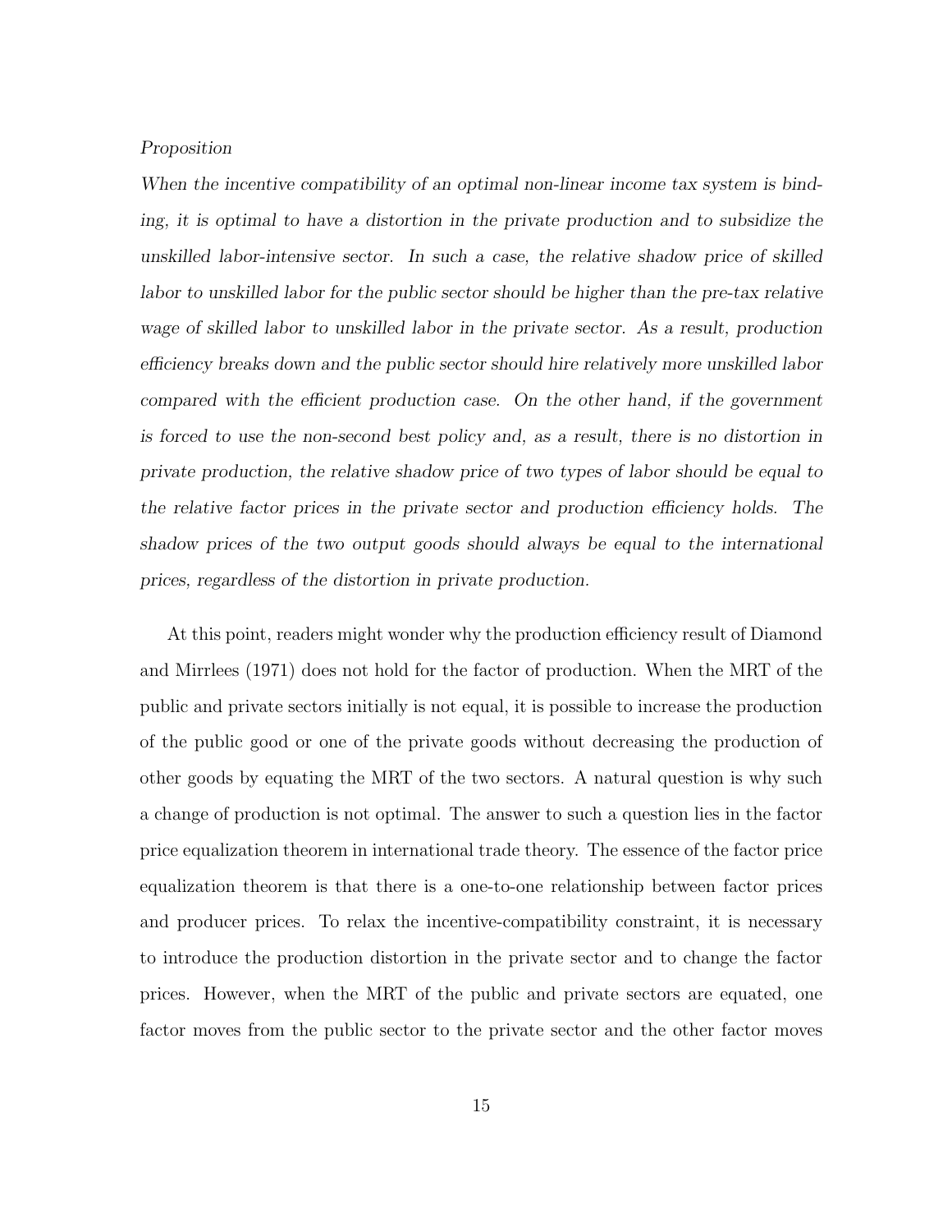*Proposition*

*When the incentive compatibility of an optimal non-linear income tax system is binding, it is optimal to have a distortion in the private production and to subsidize the unskilled labor-intensive sector. In such a case, the relative shadow price of skilled labor to unskilled labor for the public sector should be higher than the pre-tax relative wage of skilled labor to unskilled labor in the private sector. As a result, production efficiency breaks down and the public sector should hire relatively more unskilled labor compared with the efficient production case. On the other hand, if the government is forced to use the non-second best policy and, as a result, there is no distortion in private production, the relative shadow price of two types of labor should be equal to the relative factor prices in the private sector and production efficiency holds. The shadow prices of the two output goods should always be equal to the international prices, regardless of the distortion in private production.*

At this point, readers might wonder why the production efficiency result of Diamond and Mirrlees (1971) does not hold for the factor of production. When the MRT of the public and private sectors initially is not equal, it is possible to increase the production of the public good or one of the private goods without decreasing the production of other goods by equating the MRT of the two sectors. A natural question is why such a change of production is not optimal. The answer to such a question lies in the factor price equalization theorem in international trade theory. The essence of the factor price equalization theorem is that there is a one-to-one relationship between factor prices and producer prices. To relax the incentive-compatibility constraint, it is necessary to introduce the production distortion in the private sector and to change the factor prices. However, when the MRT of the public and private sectors are equated, one factor moves from the public sector to the private sector and the other factor moves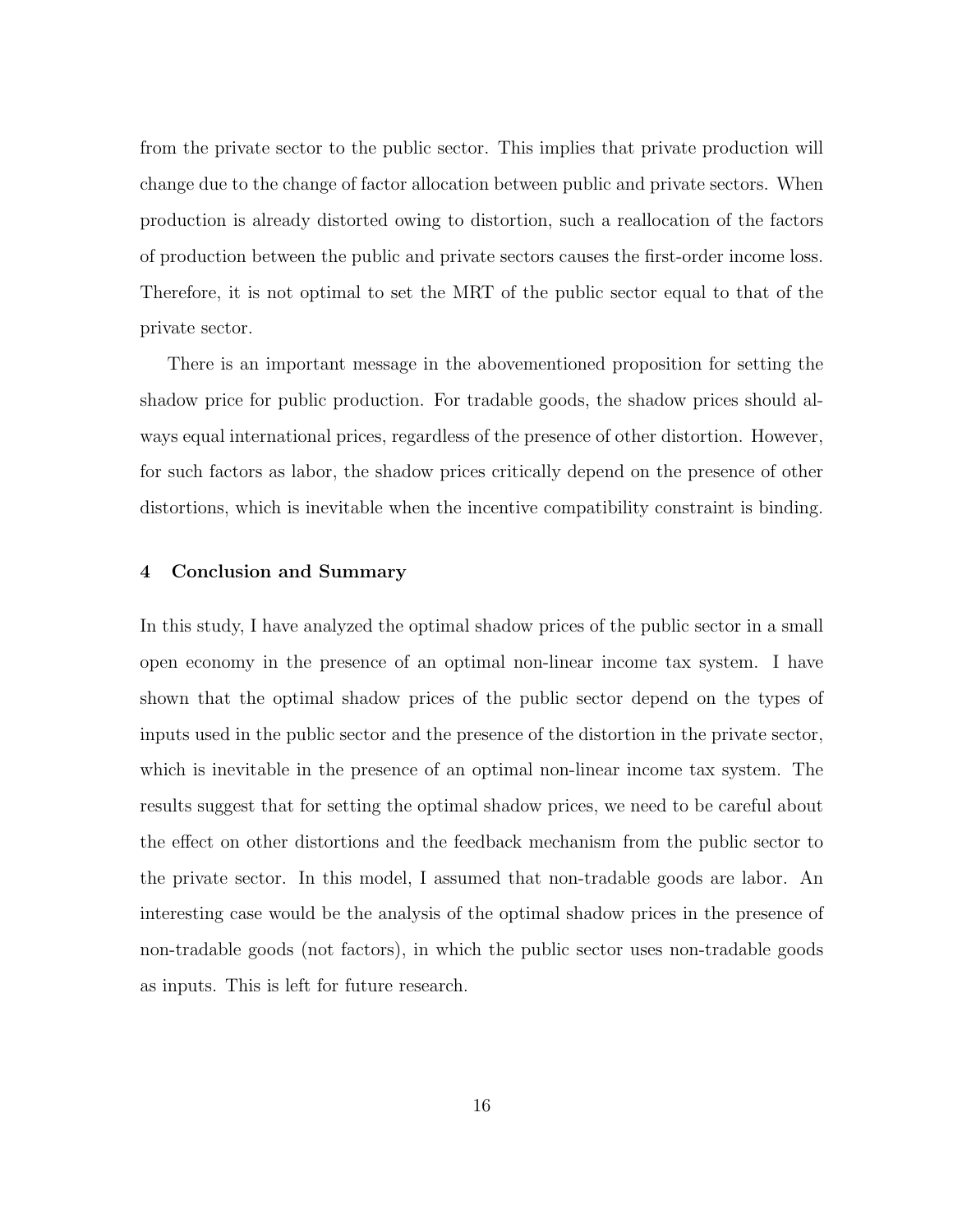from the private sector to the public sector. This implies that private production will change due to the change of factor allocation between public and private sectors. When production is already distorted owing to distortion, such a reallocation of the factors of production between the public and private sectors causes the first-order income loss. Therefore, it is not optimal to set the MRT of the public sector equal to that of the private sector.

There is an important message in the abovementioned proposition for setting the shadow price for public production. For tradable goods, the shadow prices should always equal international prices, regardless of the presence of other distortion. However, for such factors as labor, the shadow prices critically depend on the presence of other distortions, which is inevitable when the incentive compatibility constraint is binding.

## 4 Conclusion and Summary

In this study, I have analyzed the optimal shadow prices of the public sector in a small open economy in the presence of an optimal non-linear income tax system. I have shown that the optimal shadow prices of the public sector depend on the types of inputs used in the public sector and the presence of the distortion in the private sector, which is inevitable in the presence of an optimal non-linear income tax system. The results suggest that for setting the optimal shadow prices, we need to be careful about the effect on other distortions and the feedback mechanism from the public sector to the private sector. In this model, I assumed that non-tradable goods are labor. An interesting case would be the analysis of the optimal shadow prices in the presence of non-tradable goods (not factors), in which the public sector uses non-tradable goods as inputs. This is left for future research.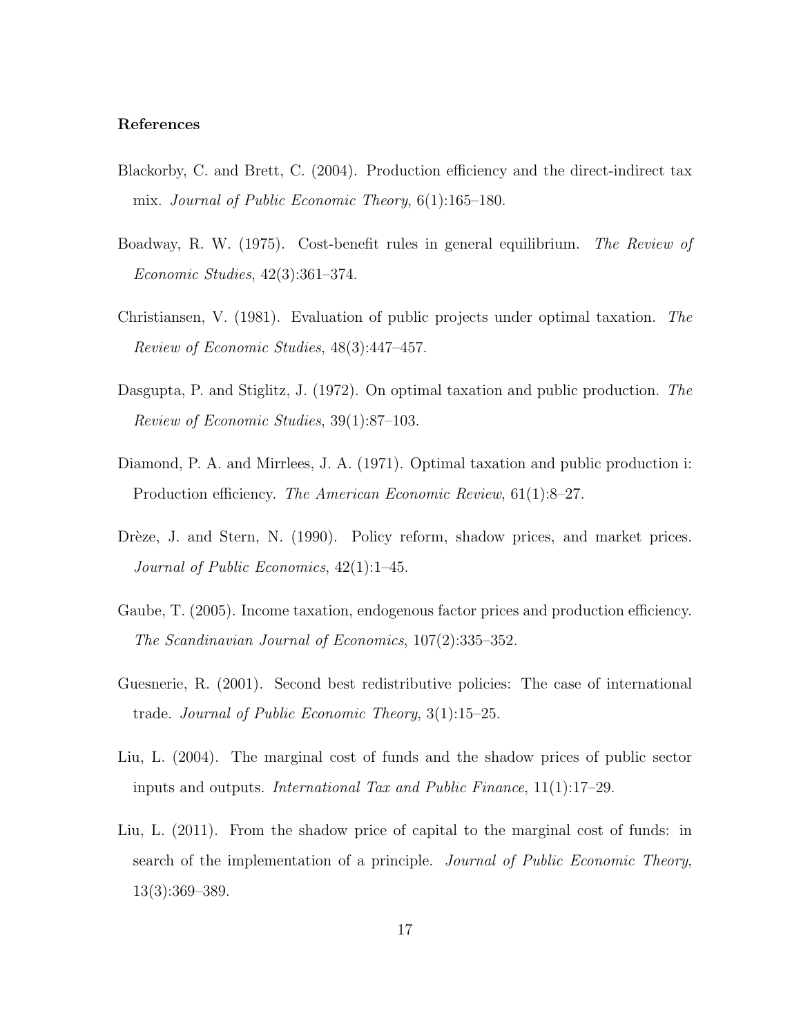### References

Blackorby, C. and Brett, C. (2004). Production efficiency and the direct-indirect tax mix. *Journal of Public Economic Theory*, 6(1):165–180.

Boadway, R. W. (1975). Cost-benefit rules in general equilibrium. *The Review of Economic Studies*, 42(3):361–374.

Christiansen, V. (1981). Evaluation of public projects under optimal taxation. *The Review of Economic Studies*, 48(3):447–457.

Dasgupta, P. and Stiglitz, J. (1972). On optimal taxation and public production. *The Review of Economic Studies*, 39(1):87–103.

Diamond, P. A. and Mirrlees, J. A. (1971). Optimal taxation and public production i: Production efficiency. *The American Economic Review*, 61(1):8–27.

Drèze, J. and Stern, N. (1990). Policy reform, shadow prices, and market prices. *Journal of Public Economics*, 42(1):1–45.

Gaube, T. (2005). Income taxation, endogenous factor prices and production efficiency. *The Scandinavian Journal of Economics*, 107(2):335–352.

Guesnerie, R. (2001). Second best redistributive policies: The case of international trade. *Journal of Public Economic Theory*, 3(1):15–25.

Liu, L. (2004). The marginal cost of funds and the shadow prices of public sector inputs and outputs. *International Tax and Public Finance*, 11(1):17–29.

Liu, L. (2011). From the shadow price of capital to the marginal cost of funds: in search of the implementation of a principle. *Journal of Public Economic Theory*, 13(3):369–389.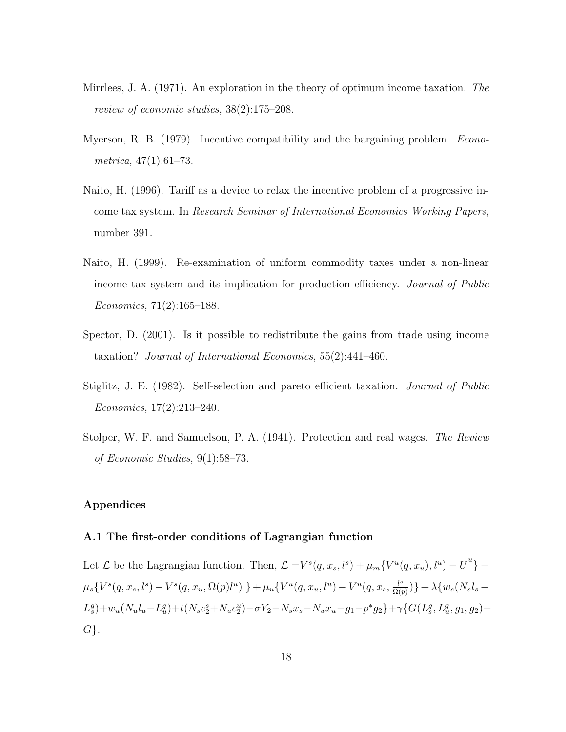Mirrlees, J. A. (1971). An exploration in the theory of optimum income taxation. *The review of economic studies*, 38(2):175–208.

Myerson, R. B. (1979). Incentive compatibility and the bargaining problem. *Econometrica*, 47(1):61–73.

Naito, H. (1996). Tariff as a device to relax the incentive problem of a progressive income tax system. In *Research Seminar of International Economics Working Papers*, number 391.

Naito, H. (1999). Re-examination of uniform commodity taxes under a non-linear income tax system and its implication for production efficiency. *Journal of Public Economics*, 71(2):165–188.

Spector, D. (2001). Is it possible to redistribute the gains from trade using income taxation? *Journal of International Economics*, 55(2):441–460.

Stiglitz, J. E. (1982). Self-selection and pareto efficient taxation. *Journal of Public Economics*, 17(2):213–240.

Stolper, W. F. and Samuelson, P. A. (1941). Protection and real wages. *The Review of Economic Studies*, 9(1):58–73.

## Appendices

### A.1 The first-order conditions of Lagrangian function

Let $\mathcal{L}$ be the Lagrangian function. Then, $\mathcal{L} = V^s(q, x_s, l^s) + \mu_m\{V^u(q, x_u), l^u) - \overline{U}^u\} + \mu_s\{V^s(q, x_s, l^s) - V^s(q, x_u, \Omega(p)l^u)\ \} + \mu_u\{V^u(q, x_u, l^u) - V^u(q, x_s, \frac{l^s}{\Omega(p)})\} + \lambda\{w_s(N_s l_s - L_s^g) + w_u(N_u l_u - L_u^g) + t(N_s c_2^s + N_u c_2^u) - \sigma Y_2 - N_s x_s - N_u x_u - g_1 - p^* g_2\} + \gamma\{G(L_s^g, L_u^g, g_1, g_2) - \overline{G}\}$.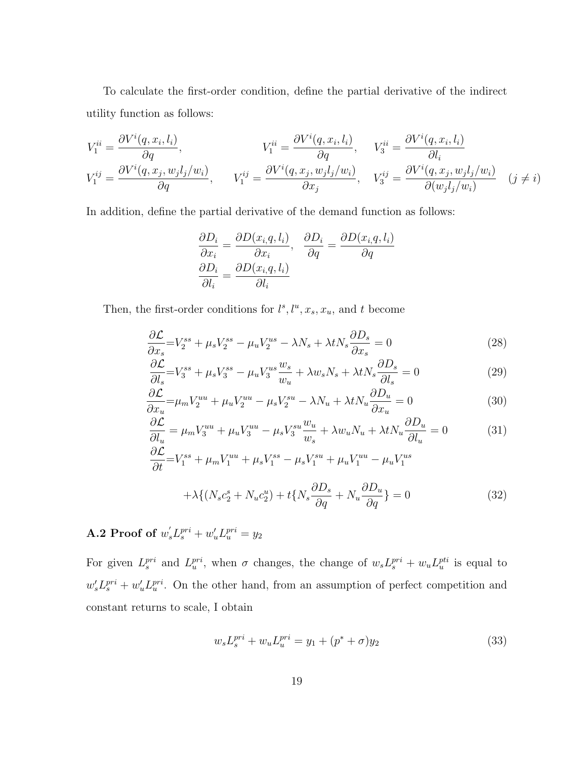To calculate the first-order condition, define the partial derivative of the indirect utility function as follows:

$$V_1^{ii} = \frac{\partial V^i(q, x_i, l_i)}{\partial q}, \qquad V_1^{ii} = \frac{\partial V^i(q, x_i, l_i)}{\partial q}, \quad V_3^{ii} = \frac{\partial V^i(q, x_i, l_i)}{\partial l_i}$$

$$V_1^{ij} = \frac{\partial V^i(q, x_j, w_j l_j / w_i)}{\partial q}, \quad V_1^{ij} = \frac{\partial V^i(q, x_j, w_j l_j / w_i)}{\partial x_j}, \quad V_3^{ij} = \frac{\partial V^i(q, x_j, w_j l_j / w_i)}{\partial (w_j l_j / w_i)} \quad (j \neq i)$$

In addition, define the partial derivative of the demand function as follows:

$$\frac{\partial D_i}{\partial x_i} = \frac{\partial D(x_i, q, l_i)}{\partial x_i}, \quad \frac{\partial D_i}{\partial q} = \frac{\partial D(x_i, q, l_i)}{\partial q}$$
$$\frac{\partial D_i}{\partial l_i} = \frac{\partial D(x_i, q, l_i)}{\partial l_i}$$

Then, the first-order conditions for $l^s, l^u, x_s, x_u$, and $t$ become

$$\frac{\partial \mathcal{L}}{\partial x_s} = V_2^{ss} + \mu_s V_2^{ss} - \mu_u V_2^{us} - \lambda N_s + \lambda t N_s \frac{\partial D_s}{\partial x_s} = 0 \tag{28}$$

$$\frac{\partial \mathcal{L}}{\partial l_s} = V_3^{ss} + \mu_s V_3^{ss} - \mu_u V_3^{us} \frac{w_s}{w_u} + \lambda w_s N_s + \lambda t N_s \frac{\partial D_s}{\partial l_s} = 0 \tag{29}$$

$$\frac{\partial \mathcal{L}}{\partial x_u} = \mu_m V_2^{uu} + \mu_u V_2^{uu} - \mu_s V_2^{su} - \lambda N_u + \lambda t N_u \frac{\partial D_u}{\partial x_u} = 0 \tag{30}$$

$$\frac{\partial \mathcal{L}}{\partial l_u} = \mu_m V_3^{uu} + \mu_u V_3^{uu} - \mu_s V_3^{su} \frac{w_u}{w_s} + \lambda w_u N_u + \lambda t N_u \frac{\partial D_u}{\partial l_u} = 0 \tag{31}$$

$$\frac{\partial \mathcal{L}}{\partial t} = V_1^{ss} + \mu_m V_1^{uu} + \mu_s V_1^{ss} - \mu_s V_1^{su} + \mu_u V_1^{uu} - \mu_u V_1^{us}$$

$$+ \lambda \{ (N_s c_2^s + N_u c_2^u) + t \{ N_s \frac{\partial D_s}{\partial q} + N_u \frac{\partial D_u}{\partial q} \} = 0 \tag{32}$$

**A.2 Proof of $w_s^{'} L_s^{pri} + w_u^{\prime} L_u^{pri} = y_2$**

For given $L_s^{pri}$ and $L_u^{pri}$, when $\sigma$ changes, the change of $w_s L_s^{pri} + w_u L_u^{pti}$ is equal to $w_s^{\prime} L_s^{pri} + w_u^{\prime} L_u^{pri}$. On the other hand, from an assumption of perfect competition and constant returns to scale, I obtain

$$w_s L_s^{pri} + w_u L_u^{pri} = y_1 + (p^* + \sigma) y_2 \tag{33}$$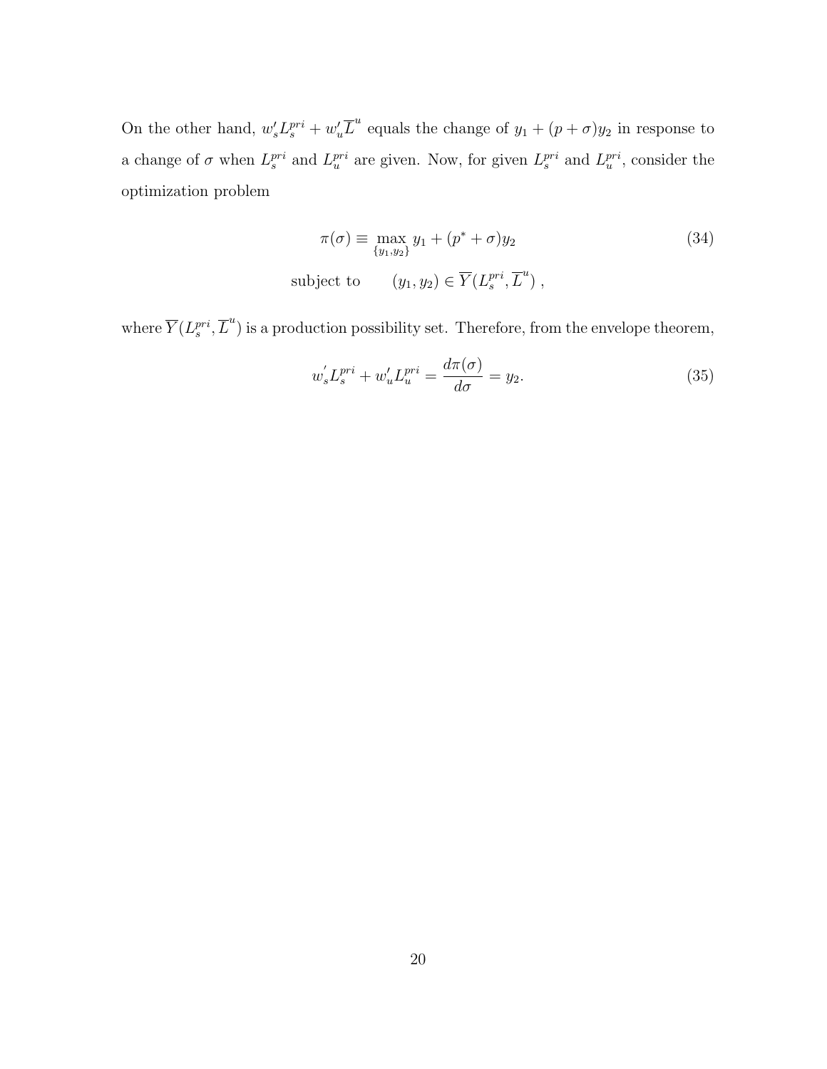On the other hand, $w_s' L_s^{pri} + w_u' \overline{L}^u$ equals the change of $y_1 + (p + \sigma)y_2$ in response to a change of $\sigma$ when $L_s^{pri}$ and $L_u^{pri}$ are given. Now, for given $L_s^{pri}$ and $L_u^{pri}$, consider the optimization problem

$$\pi(\sigma) \equiv \max_{\{y_1, y_2\}} y_1 + (p^* + \sigma)y_2 \tag{34}$$

$$\text{subject to} \qquad (y_1, y_2) \in \overline{Y}(L_s^{pri}, \overline{L}^u) \ ,$$

where $\overline{Y}(L_s^{pri}, \overline{L}^u)$ is a production possibility set. Therefore, from the envelope theorem,

$$w_s' L_s^{pri} + w_u' L_u^{pri} = \frac{d\pi(\sigma)}{d\sigma} = y_2. \tag{35}$$